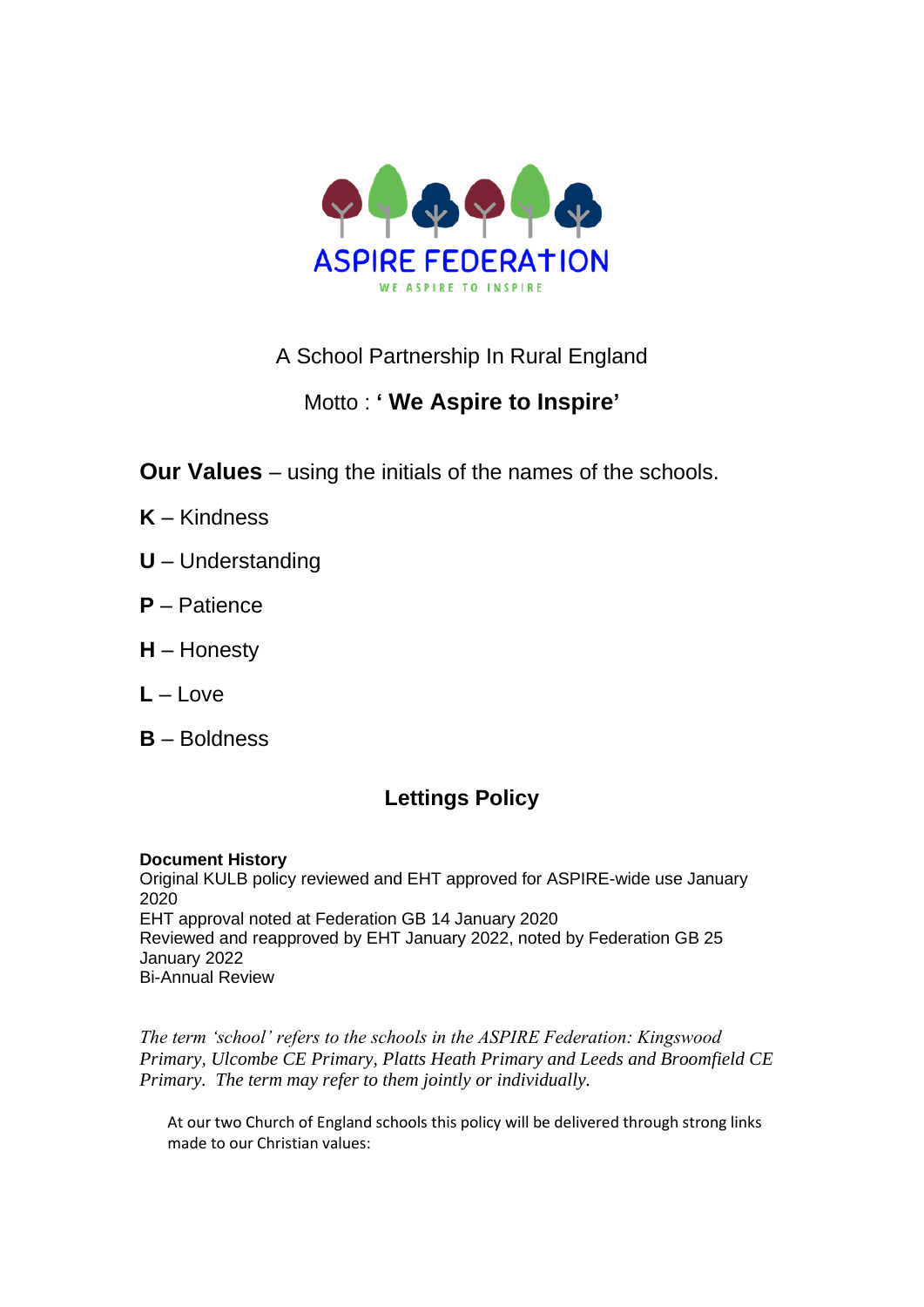ASPIRE FEDERATION

WE ASPIRE TO INSPIRE

A School Partnership In Rural England

Motto : **' We Aspire to Inspire'**

**Our Values** – using the initials of the names of the schools.

**K** – Kindness

**U** – Understanding

**P** – Patience

**H** – Honesty

**L** – Love

**B** – Boldness

## Lettings Policy

**Document History**
Original KULB policy reviewed and EHT approved for ASPIRE-wide use January 2020
EHT approval noted at Federation GB 14 January 2020
Reviewed and reapproved by EHT January 2022, noted by Federation GB 25 January 2022
Bi-Annual Review

*The term 'school' refers to the schools in the ASPIRE Federation: Kingswood Primary, Ulcombe CE Primary, Platts Heath Primary and Leeds and Broomfield CE Primary. The term may refer to them jointly or individually.*

At our two Church of England schools this policy will be delivered through strong links made to our Christian values: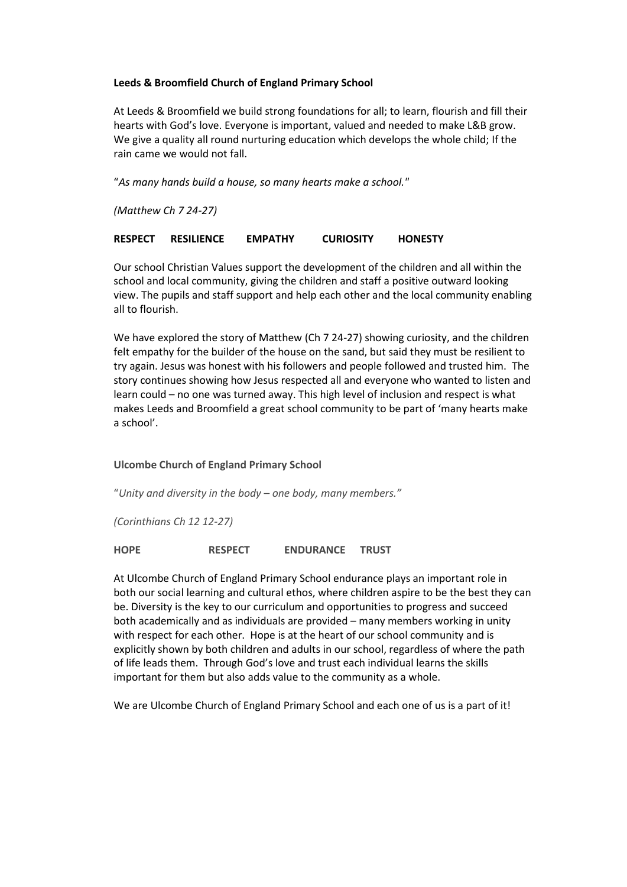**Leeds & Broomfield Church of England Primary School**

At Leeds & Broomfield we build strong foundations for all; to learn, flourish and fill their hearts with God's love. Everyone is important, valued and needed to make L&B grow. We give a quality all round nurturing education which develops the whole child; If the rain came we would not fall.

"*As many hands build a house, so many hearts make a school.*"

*(Matthew Ch 7 24-27)*

**RESPECT RESILIENCE EMPATHY CURIOSITY HONESTY**

Our school Christian Values support the development of the children and all within the school and local community, giving the children and staff a positive outward looking view. The pupils and staff support and help each other and the local community enabling all to flourish.

We have explored the story of Matthew (Ch 7 24-27) showing curiosity, and the children felt empathy for the builder of the house on the sand, but said they must be resilient to try again. Jesus was honest with his followers and people followed and trusted him. The story continues showing how Jesus respected all and everyone who wanted to listen and learn could – no one was turned away. This high level of inclusion and respect is what makes Leeds and Broomfield a great school community to be part of 'many hearts make a school'.

**Ulcombe Church of England Primary School**

"*Unity and diversity in the body – one body, many members.*"

*(Corinthians Ch 12 12-27)*

**HOPE RESPECT ENDURANCE TRUST**

At Ulcombe Church of England Primary School endurance plays an important role in both our social learning and cultural ethos, where children aspire to be the best they can be. Diversity is the key to our curriculum and opportunities to progress and succeed both academically and as individuals are provided – many members working in unity with respect for each other. Hope is at the heart of our school community and is explicitly shown by both children and adults in our school, regardless of where the path of life leads them. Through God's love and trust each individual learns the skills important for them but also adds value to the community as a whole.

We are Ulcombe Church of England Primary School and each one of us is a part of it!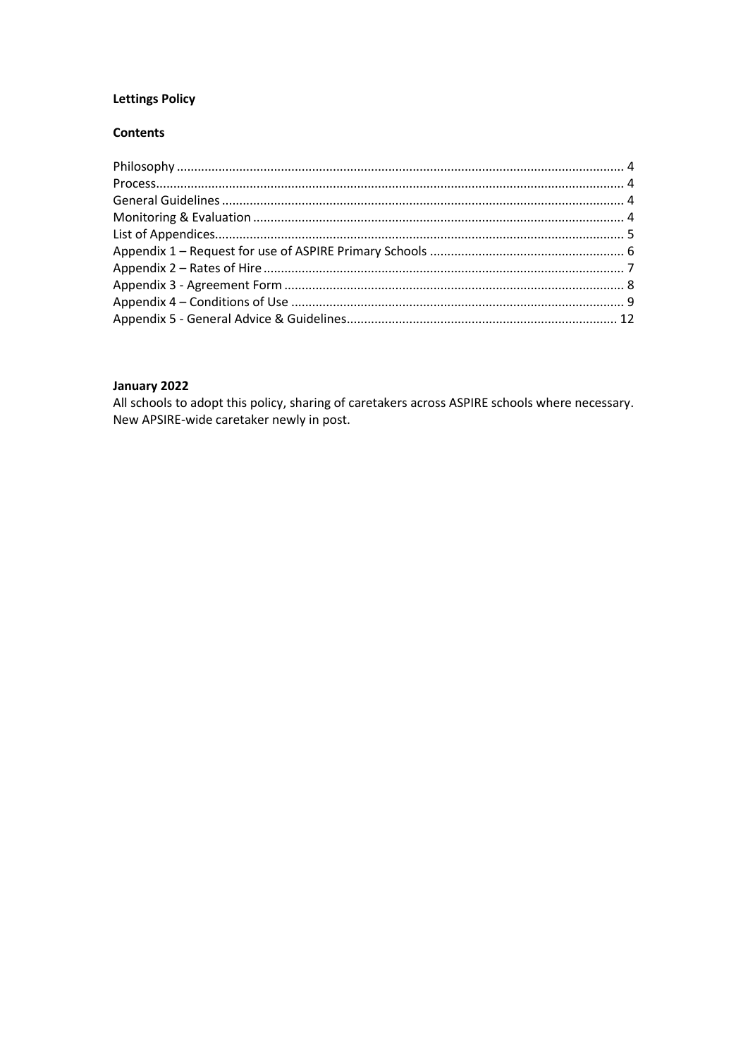**Lettings Policy**

**Contents**

Philosophy ........................................................................................................................ 4
Process................................................................................................................................ 4
General Guidelines ............................................................................................................ 4
Monitoring & Evaluation ................................................................................................... 4
List of Appendices.............................................................................................................. 5
Appendix 1 – Request for use of ASPIRE Primary Schools .............................................. 6
Appendix 2 – Rates of Hire ................................................................................................ 7
Appendix 3 - Agreement Form .......................................................................................... 8
Appendix 4 – Conditions of Use ........................................................................................ 9
Appendix 5 - General Advice & Guidelines...................................................................... 12

**January 2022**

All schools to adopt this policy, sharing of caretakers across ASPIRE schools where necessary. New APSIRE-wide caretaker newly in post.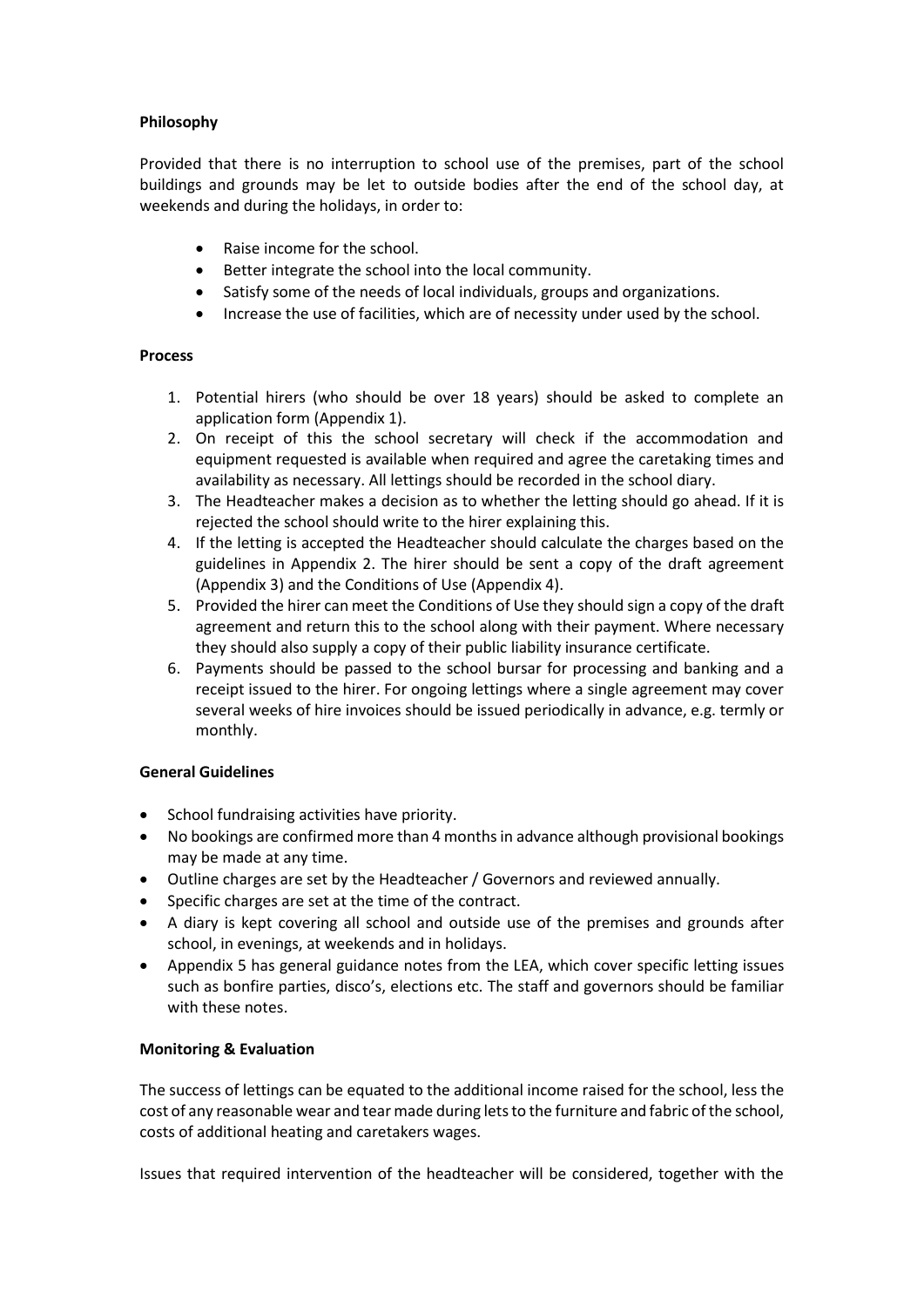**Philosophy**

Provided that there is no interruption to school use of the premises, part of the school buildings and grounds may be let to outside bodies after the end of the school day, at weekends and during the holidays, in order to:

- Raise income for the school.
- Better integrate the school into the local community.
- Satisfy some of the needs of local individuals, groups and organizations.
- Increase the use of facilities, which are of necessity under used by the school.

**Process**

1. Potential hirers (who should be over 18 years) should be asked to complete an application form (Appendix 1).
2. On receipt of this the school secretary will check if the accommodation and equipment requested is available when required and agree the caretaking times and availability as necessary. All lettings should be recorded in the school diary.
3. The Headteacher makes a decision as to whether the letting should go ahead. If it is rejected the school should write to the hirer explaining this.
4. If the letting is accepted the Headteacher should calculate the charges based on the guidelines in Appendix 2. The hirer should be sent a copy of the draft agreement (Appendix 3) and the Conditions of Use (Appendix 4).
5. Provided the hirer can meet the Conditions of Use they should sign a copy of the draft agreement and return this to the school along with their payment. Where necessary they should also supply a copy of their public liability insurance certificate.
6. Payments should be passed to the school bursar for processing and banking and a receipt issued to the hirer. For ongoing lettings where a single agreement may cover several weeks of hire invoices should be issued periodically in advance, e.g. termly or monthly.

**General Guidelines**

- School fundraising activities have priority.
- No bookings are confirmed more than 4 months in advance although provisional bookings may be made at any time.
- Outline charges are set by the Headteacher / Governors and reviewed annually.
- Specific charges are set at the time of the contract.
- A diary is kept covering all school and outside use of the premises and grounds after school, in evenings, at weekends and in holidays.
- Appendix 5 has general guidance notes from the LEA, which cover specific letting issues such as bonfire parties, disco's, elections etc. The staff and governors should be familiar with these notes.

**Monitoring & Evaluation**

The success of lettings can be equated to the additional income raised for the school, less the cost of any reasonable wear and tear made during lets to the furniture and fabric of the school, costs of additional heating and caretakers wages.

Issues that required intervention of the headteacher will be considered, together with the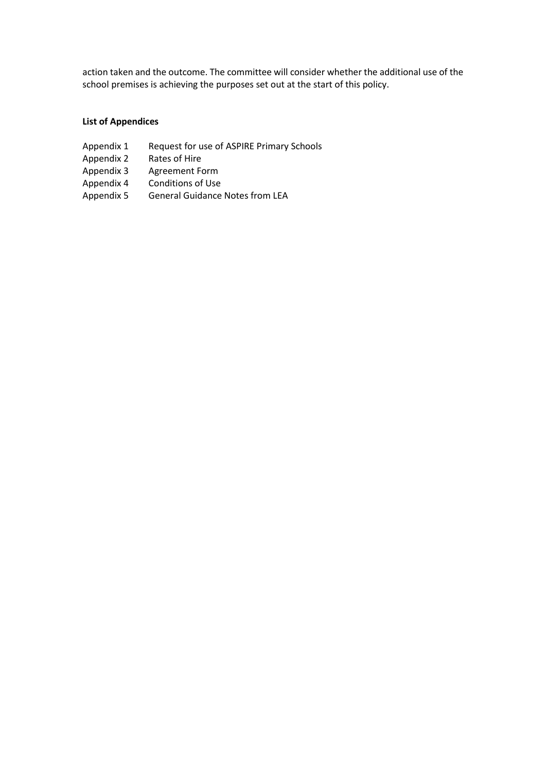action taken and the outcome. The committee will consider whether the additional use of the school premises is achieving the purposes set out at the start of this policy.

**List of Appendices**

| | |
|---|---|
| Appendix 1 | Request for use of ASPIRE Primary Schools |
| Appendix 2 | Rates of Hire |
| Appendix 3 | Agreement Form |
| Appendix 4 | Conditions of Use |
| Appendix 5 | General Guidance Notes from LEA |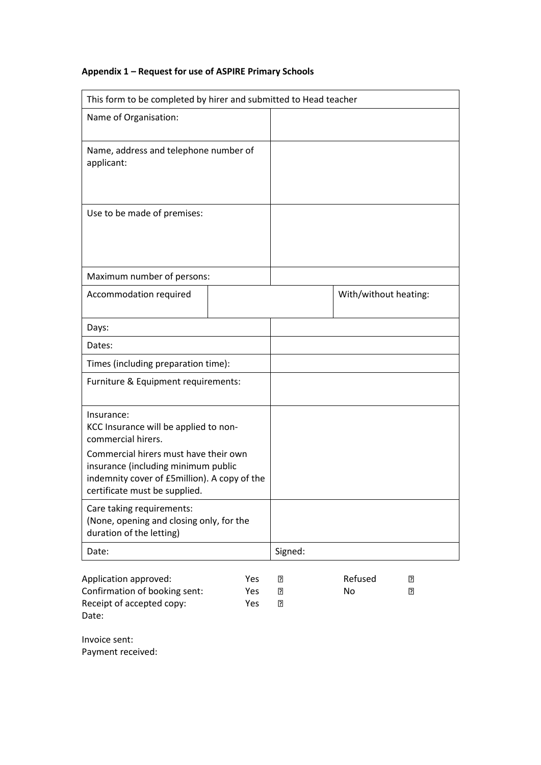**Appendix 1 – Request for use of ASPIRE Primary Schools**

| This form to be completed by hirer and submitted to Head teacher | | | |
|---|---|---|---|
| Name of Organisation: | | | |
| Name, address and telephone number of applicant: | | | |
| Use to be made of premises: | | | |
| Maximum number of persons: | | | |
| Accommodation required | | | With/without heating: |
| Days: | | | |
| Dates: | | | |
| Times (including preparation time): | | | |
| Furniture & Equipment requirements: | | | |
| Insurance:<br>KCC Insurance will be applied to non-commercial hirers.<br>Commercial hirers must have their own insurance (including minimum public indemnity cover of £5million). A copy of the certificate must be supplied. | | | |
| Care taking requirements:<br>(None, opening and closing only, for the duration of the letting) | | | |
| Date: | | Signed: | |

Application approved: Yes ☐ Refused ☐
Confirmation of booking sent: Yes ☐ No ☐
Receipt of accepted copy: Yes ☐
Date:

Invoice sent:
Payment received: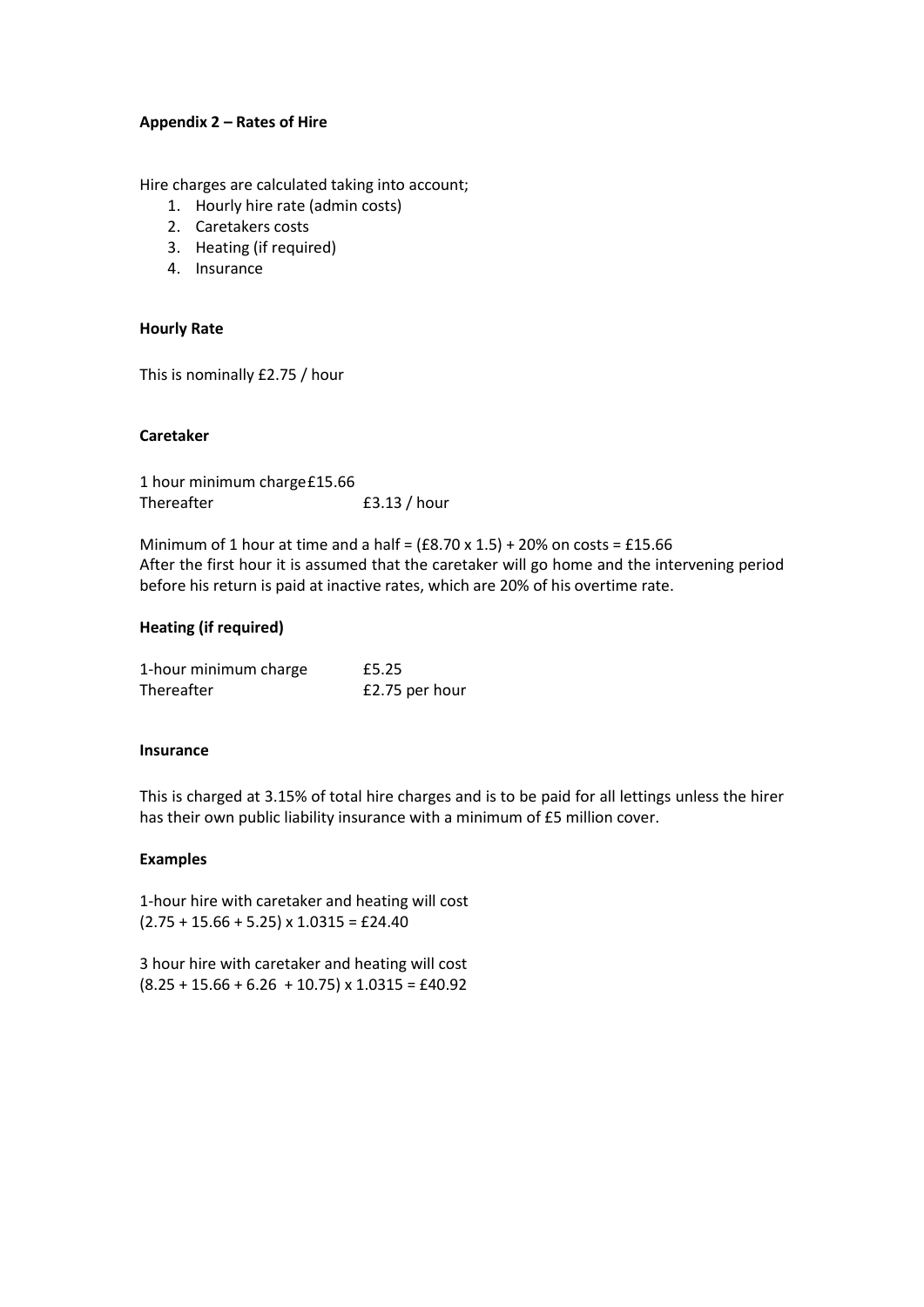**Appendix 2 – Rates of Hire**

Hire charges are calculated taking into account;

1. Hourly hire rate (admin costs)
2. Caretakers costs
3. Heating (if required)
4. Insurance

**Hourly Rate**

This is nominally £2.75 / hour

**Caretaker**

| | |
|---|---|
| 1 hour minimum charge | £15.66 |
| Thereafter | £3.13 / hour |

Minimum of 1 hour at time and a half = (£8.70 x 1.5) + 20% on costs = £15.66
After the first hour it is assumed that the caretaker will go home and the intervening period before his return is paid at inactive rates, which are 20% of his overtime rate.

**Heating (if required)**

| | |
|---|---|
| 1-hour minimum charge | £5.25 |
| Thereafter | £2.75 per hour |

**Insurance**

This is charged at 3.15% of total hire charges and is to be paid for all lettings unless the hirer has their own public liability insurance with a minimum of £5 million cover.

**Examples**

1-hour hire with caretaker and heating will cost
(2.75 + 15.66 + 5.25) x 1.0315 = £24.40

3 hour hire with caretaker and heating will cost
(8.25 + 15.66 + 6.26 + 10.75) x 1.0315 = £40.92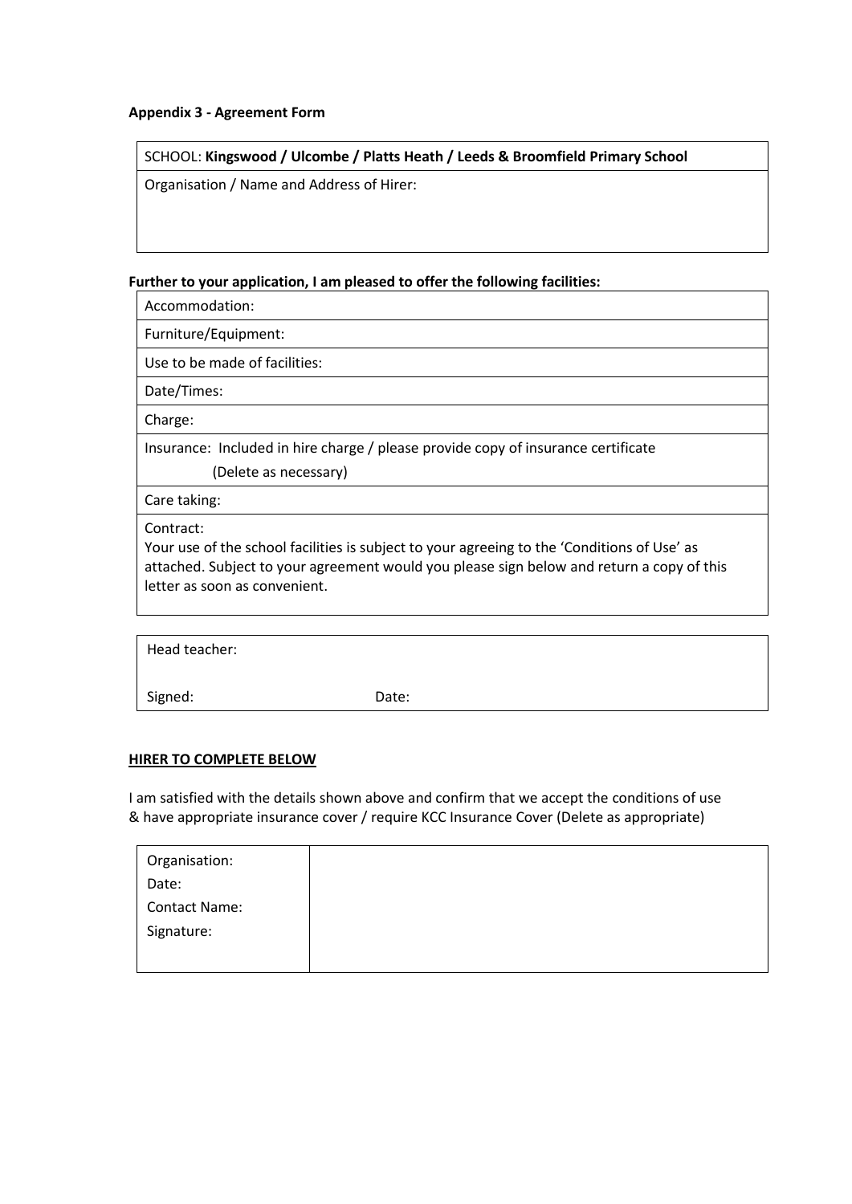**Appendix 3 - Agreement Form**

| SCHOOL: **Kingswood / Ulcombe / Platts Heath / Leeds & Broomfield Primary School** |
|---|
| Organisation / Name and Address of Hirer: |

**Further to your application, I am pleased to offer the following facilities:**

| Accommodation: |
|---|
| Furniture/Equipment: |
| Use to be made of facilities: |
| Date/Times: |
| Charge: |
| Insurance: Included in hire charge / please provide copy of insurance certificate (Delete as necessary) |
| Care taking: |
| Contract: Your use of the school facilities is subject to your agreeing to the 'Conditions of Use' as attached. Subject to your agreement would you please sign below and return a copy of this letter as soon as convenient. |

| Head teacher: | |
|---|---|
| Signed: | Date: |

**HIRER TO COMPLETE BELOW**

I am satisfied with the details shown above and confirm that we accept the conditions of use & have appropriate insurance cover / require KCC Insurance Cover (Delete as appropriate)

| | |
|---|---|
| Organisation: | |
| Date: | |
| Contact Name: | |
| Signature: | |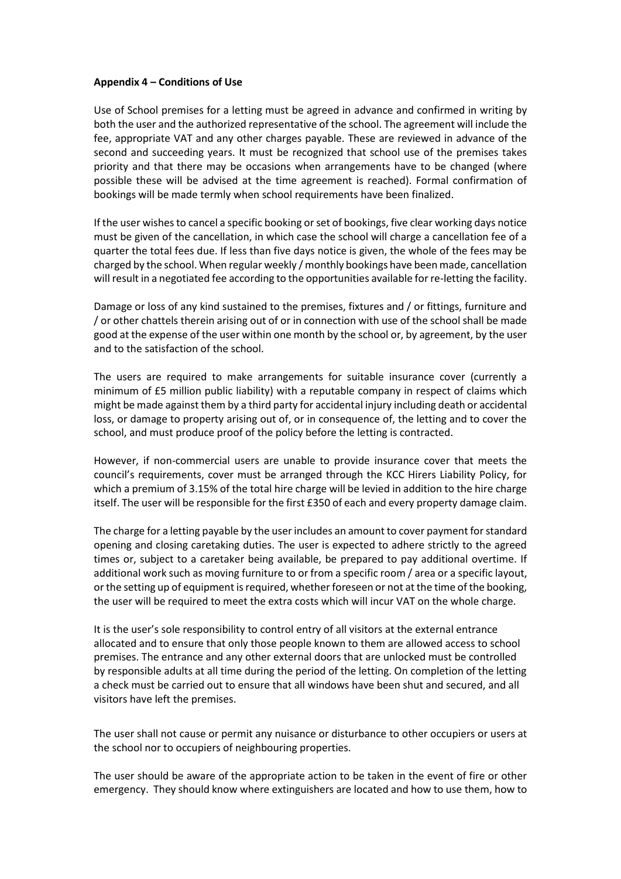**Appendix 4 – Conditions of Use**

Use of School premises for a letting must be agreed in advance and confirmed in writing by both the user and the authorized representative of the school. The agreement will include the fee, appropriate VAT and any other charges payable. These are reviewed in advance of the second and succeeding years. It must be recognized that school use of the premises takes priority and that there may be occasions when arrangements have to be changed (where possible these will be advised at the time agreement is reached). Formal confirmation of bookings will be made termly when school requirements have been finalized.

If the user wishes to cancel a specific booking or set of bookings, five clear working days notice must be given of the cancellation, in which case the school will charge a cancellation fee of a quarter the total fees due. If less than five days notice is given, the whole of the fees may be charged by the school. When regular weekly / monthly bookings have been made, cancellation will result in a negotiated fee according to the opportunities available for re-letting the facility.

Damage or loss of any kind sustained to the premises, fixtures and / or fittings, furniture and / or other chattels therein arising out of or in connection with use of the school shall be made good at the expense of the user within one month by the school or, by agreement, by the user and to the satisfaction of the school.

The users are required to make arrangements for suitable insurance cover (currently a minimum of £5 million public liability) with a reputable company in respect of claims which might be made against them by a third party for accidental injury including death or accidental loss, or damage to property arising out of, or in consequence of, the letting and to cover the school, and must produce proof of the policy before the letting is contracted.

However, if non-commercial users are unable to provide insurance cover that meets the council's requirements, cover must be arranged through the KCC Hirers Liability Policy, for which a premium of 3.15% of the total hire charge will be levied in addition to the hire charge itself. The user will be responsible for the first £350 of each and every property damage claim.

The charge for a letting payable by the user includes an amount to cover payment for standard opening and closing caretaking duties. The user is expected to adhere strictly to the agreed times or, subject to a caretaker being available, be prepared to pay additional overtime. If additional work such as moving furniture to or from a specific room / area or a specific layout, or the setting up of equipment is required, whether foreseen or not at the time of the booking, the user will be required to meet the extra costs which will incur VAT on the whole charge.

It is the user's sole responsibility to control entry of all visitors at the external entrance allocated and to ensure that only those people known to them are allowed access to school premises. The entrance and any other external doors that are unlocked must be controlled by responsible adults at all time during the period of the letting. On completion of the letting a check must be carried out to ensure that all windows have been shut and secured, and all visitors have left the premises.

The user shall not cause or permit any nuisance or disturbance to other occupiers or users at the school nor to occupiers of neighbouring properties.

The user should be aware of the appropriate action to be taken in the event of fire or other emergency. They should know where extinguishers are located and how to use them, how to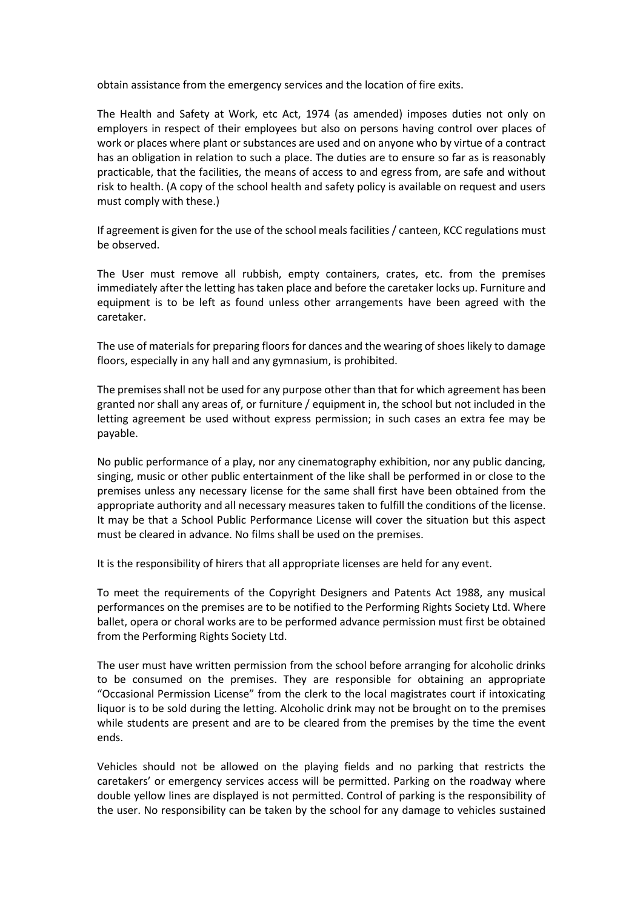obtain assistance from the emergency services and the location of fire exits.

The Health and Safety at Work, etc Act, 1974 (as amended) imposes duties not only on employers in respect of their employees but also on persons having control over places of work or places where plant or substances are used and on anyone who by virtue of a contract has an obligation in relation to such a place. The duties are to ensure so far as is reasonably practicable, that the facilities, the means of access to and egress from, are safe and without risk to health. (A copy of the school health and safety policy is available on request and users must comply with these.)

If agreement is given for the use of the school meals facilities / canteen, KCC regulations must be observed.

The User must remove all rubbish, empty containers, crates, etc. from the premises immediately after the letting has taken place and before the caretaker locks up. Furniture and equipment is to be left as found unless other arrangements have been agreed with the caretaker.

The use of materials for preparing floors for dances and the wearing of shoes likely to damage floors, especially in any hall and any gymnasium, is prohibited.

The premises shall not be used for any purpose other than that for which agreement has been granted nor shall any areas of, or furniture / equipment in, the school but not included in the letting agreement be used without express permission; in such cases an extra fee may be payable.

No public performance of a play, nor any cinematography exhibition, nor any public dancing, singing, music or other public entertainment of the like shall be performed in or close to the premises unless any necessary license for the same shall first have been obtained from the appropriate authority and all necessary measures taken to fulfill the conditions of the license. It may be that a School Public Performance License will cover the situation but this aspect must be cleared in advance. No films shall be used on the premises.

It is the responsibility of hirers that all appropriate licenses are held for any event.

To meet the requirements of the Copyright Designers and Patents Act 1988, any musical performances on the premises are to be notified to the Performing Rights Society Ltd. Where ballet, opera or choral works are to be performed advance permission must first be obtained from the Performing Rights Society Ltd.

The user must have written permission from the school before arranging for alcoholic drinks to be consumed on the premises. They are responsible for obtaining an appropriate "Occasional Permission License" from the clerk to the local magistrates court if intoxicating liquor is to be sold during the letting. Alcoholic drink may not be brought on to the premises while students are present and are to be cleared from the premises by the time the event ends.

Vehicles should not be allowed on the playing fields and no parking that restricts the caretakers' or emergency services access will be permitted. Parking on the roadway where double yellow lines are displayed is not permitted. Control of parking is the responsibility of the user. No responsibility can be taken by the school for any damage to vehicles sustained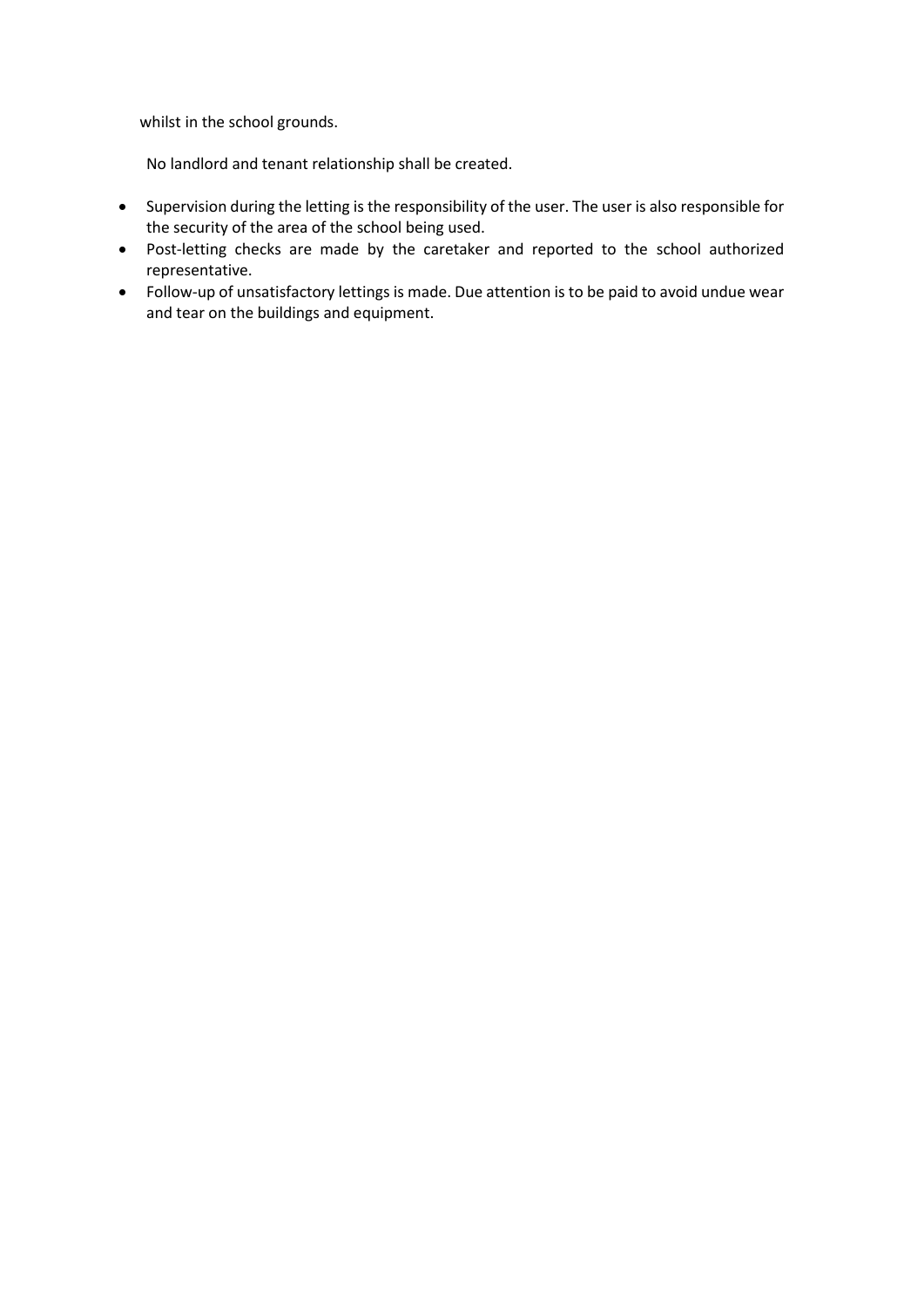whilst in the school grounds.

No landlord and tenant relationship shall be created.

- Supervision during the letting is the responsibility of the user. The user is also responsible for the security of the area of the school being used.
- Post-letting checks are made by the caretaker and reported to the school authorized representative.
- Follow-up of unsatisfactory lettings is made. Due attention is to be paid to avoid undue wear and tear on the buildings and equipment.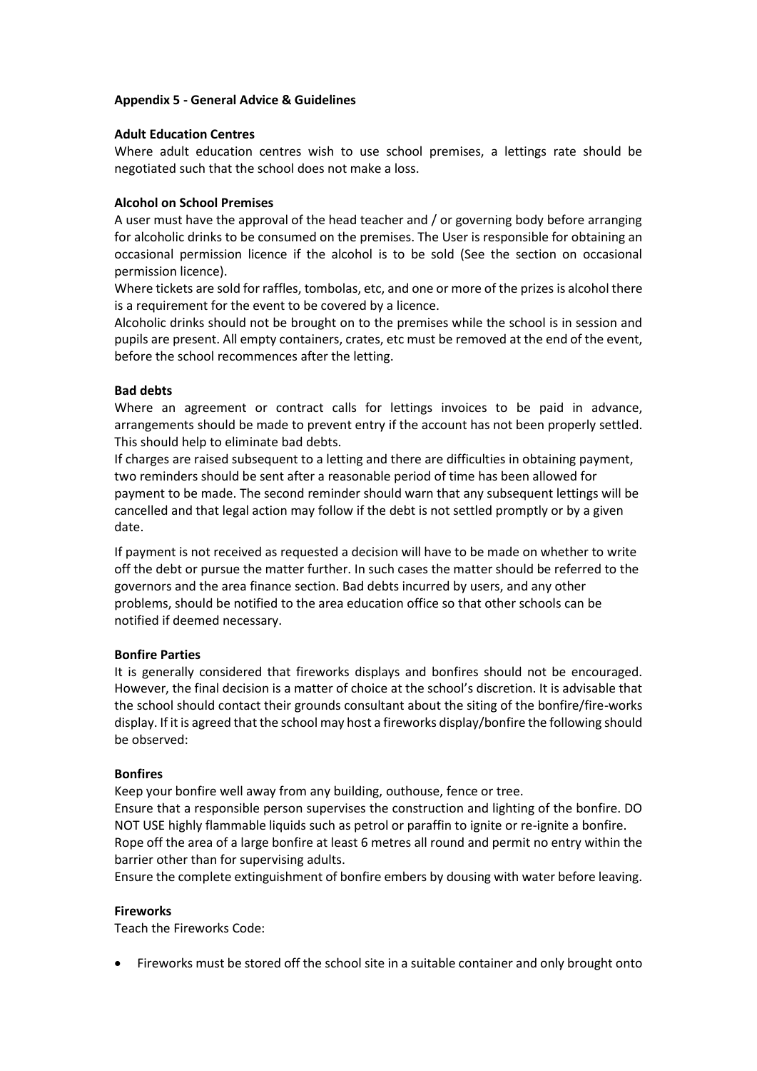**Appendix 5 - General Advice & Guidelines**

**Adult Education Centres**

Where adult education centres wish to use school premises, a lettings rate should be negotiated such that the school does not make a loss.

**Alcohol on School Premises**

A user must have the approval of the head teacher and / or governing body before arranging for alcoholic drinks to be consumed on the premises. The User is responsible for obtaining an occasional permission licence if the alcohol is to be sold (See the section on occasional permission licence).

Where tickets are sold for raffles, tombolas, etc, and one or more of the prizes is alcohol there is a requirement for the event to be covered by a licence.

Alcoholic drinks should not be brought on to the premises while the school is in session and pupils are present. All empty containers, crates, etc must be removed at the end of the event, before the school recommences after the letting.

**Bad debts**

Where an agreement or contract calls for lettings invoices to be paid in advance, arrangements should be made to prevent entry if the account has not been properly settled. This should help to eliminate bad debts.

If charges are raised subsequent to a letting and there are difficulties in obtaining payment, two reminders should be sent after a reasonable period of time has been allowed for payment to be made. The second reminder should warn that any subsequent lettings will be cancelled and that legal action may follow if the debt is not settled promptly or by a given date.

If payment is not received as requested a decision will have to be made on whether to write off the debt or pursue the matter further. In such cases the matter should be referred to the governors and the area finance section. Bad debts incurred by users, and any other problems, should be notified to the area education office so that other schools can be notified if deemed necessary.

**Bonfire Parties**

It is generally considered that fireworks displays and bonfires should not be encouraged. However, the final decision is a matter of choice at the school's discretion. It is advisable that the school should contact their grounds consultant about the siting of the bonfire/fire-works display. If it is agreed that the school may host a fireworks display/bonfire the following should be observed:

**Bonfires**

Keep your bonfire well away from any building, outhouse, fence or tree.

Ensure that a responsible person supervises the construction and lighting of the bonfire. DO NOT USE highly flammable liquids such as petrol or paraffin to ignite or re-ignite a bonfire.

Rope off the area of a large bonfire at least 6 metres all round and permit no entry within the barrier other than for supervising adults.

Ensure the complete extinguishment of bonfire embers by dousing with water before leaving.

**Fireworks**

Teach the Fireworks Code:

- Fireworks must be stored off the school site in a suitable container and only brought onto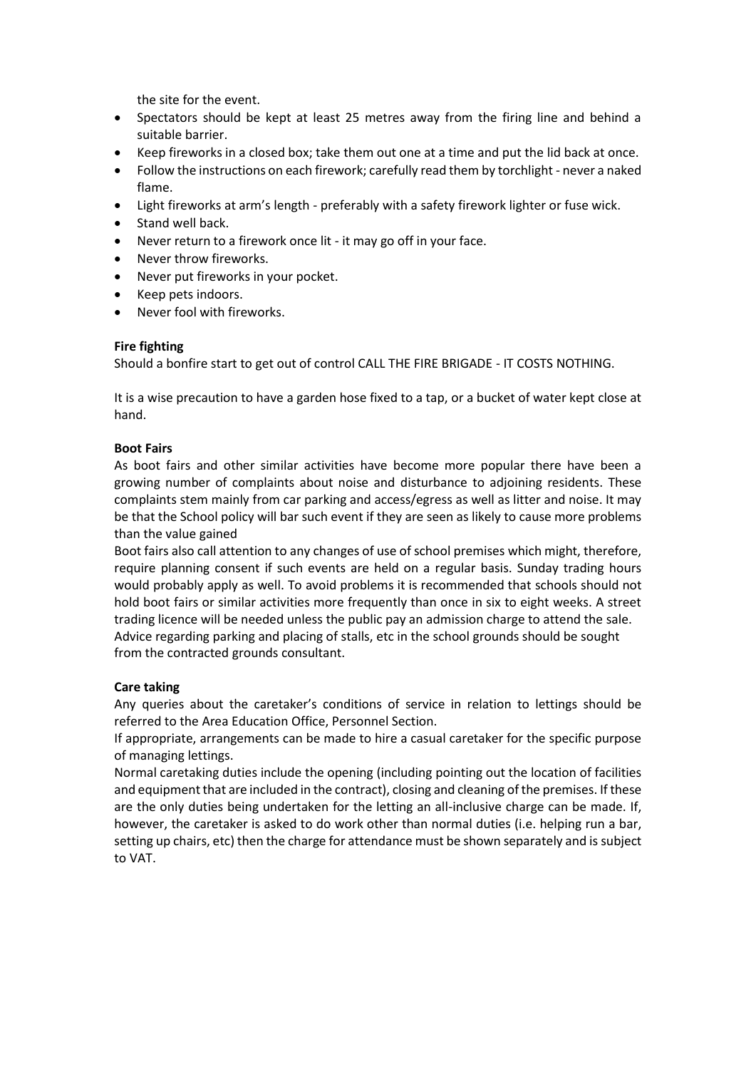the site for the event.

- Spectators should be kept at least 25 metres away from the firing line and behind a suitable barrier.
- Keep fireworks in a closed box; take them out one at a time and put the lid back at once.
- Follow the instructions on each firework; carefully read them by torchlight - never a naked flame.
- Light fireworks at arm's length - preferably with a safety firework lighter or fuse wick.
- Stand well back.
- Never return to a firework once lit - it may go off in your face.
- Never throw fireworks.
- Never put fireworks in your pocket.
- Keep pets indoors.
- Never fool with fireworks.

**Fire fighting**

Should a bonfire start to get out of control CALL THE FIRE BRIGADE - IT COSTS NOTHING.

It is a wise precaution to have a garden hose fixed to a tap, or a bucket of water kept close at hand.

**Boot Fairs**

As boot fairs and other similar activities have become more popular there have been a growing number of complaints about noise and disturbance to adjoining residents. These complaints stem mainly from car parking and access/egress as well as litter and noise. It may be that the School policy will bar such event if they are seen as likely to cause more problems than the value gained

Boot fairs also call attention to any changes of use of school premises which might, therefore, require planning consent if such events are held on a regular basis. Sunday trading hours would probably apply as well. To avoid problems it is recommended that schools should not hold boot fairs or similar activities more frequently than once in six to eight weeks. A street trading licence will be needed unless the public pay an admission charge to attend the sale. Advice regarding parking and placing of stalls, etc in the school grounds should be sought from the contracted grounds consultant.

**Care taking**

Any queries about the caretaker's conditions of service in relation to lettings should be referred to the Area Education Office, Personnel Section.

If appropriate, arrangements can be made to hire a casual caretaker for the specific purpose of managing lettings.

Normal caretaking duties include the opening (including pointing out the location of facilities and equipment that are included in the contract), closing and cleaning of the premises. If these are the only duties being undertaken for the letting an all-inclusive charge can be made. If, however, the caretaker is asked to do work other than normal duties (i.e. helping run a bar, setting up chairs, etc) then the charge for attendance must be shown separately and is subject to VAT.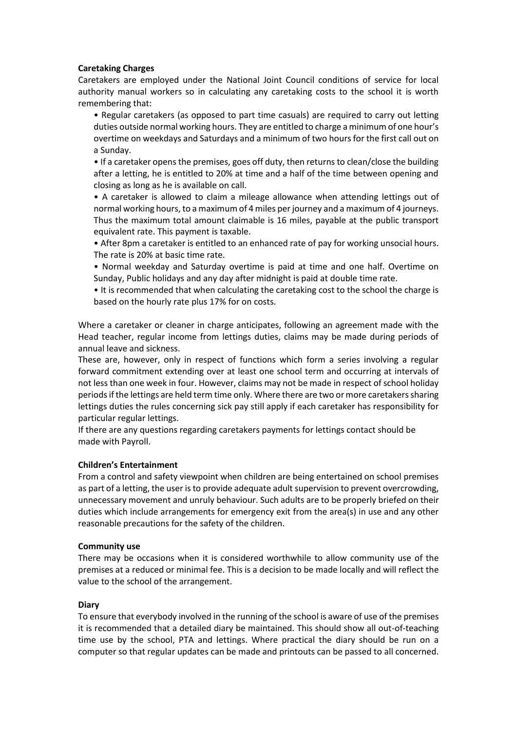**Caretaking Charges**

Caretakers are employed under the National Joint Council conditions of service for local authority manual workers so in calculating any caretaking costs to the school it is worth remembering that:

- Regular caretakers (as opposed to part time casuals) are required to carry out letting duties outside normal working hours. They are entitled to charge a minimum of one hour's overtime on weekdays and Saturdays and a minimum of two hours for the first call out on a Sunday.
- If a caretaker opens the premises, goes off duty, then returns to clean/close the building after a letting, he is entitled to 20% at time and a half of the time between opening and closing as long as he is available on call.
- A caretaker is allowed to claim a mileage allowance when attending lettings out of normal working hours, to a maximum of 4 miles per journey and a maximum of 4 journeys. Thus the maximum total amount claimable is 16 miles, payable at the public transport equivalent rate. This payment is taxable.
- After 8pm a caretaker is entitled to an enhanced rate of pay for working unsocial hours. The rate is 20% at basic time rate.
- Normal weekday and Saturday overtime is paid at time and one half. Overtime on Sunday, Public holidays and any day after midnight is paid at double time rate.
- It is recommended that when calculating the caretaking cost to the school the charge is based on the hourly rate plus 17% for on costs.

Where a caretaker or cleaner in charge anticipates, following an agreement made with the Head teacher, regular income from lettings duties, claims may be made during periods of annual leave and sickness.

These are, however, only in respect of functions which form a series involving a regular forward commitment extending over at least one school term and occurring at intervals of not less than one week in four. However, claims may not be made in respect of school holiday periods if the lettings are held term time only. Where there are two or more caretakers sharing lettings duties the rules concerning sick pay still apply if each caretaker has responsibility for particular regular lettings.

If there are any questions regarding caretakers payments for lettings contact should be made with Payroll.

**Children's Entertainment**

From a control and safety viewpoint when children are being entertained on school premises as part of a letting, the user is to provide adequate adult supervision to prevent overcrowding, unnecessary movement and unruly behaviour. Such adults are to be properly briefed on their duties which include arrangements for emergency exit from the area(s) in use and any other reasonable precautions for the safety of the children.

**Community use**

There may be occasions when it is considered worthwhile to allow community use of the premises at a reduced or minimal fee. This is a decision to be made locally and will reflect the value to the school of the arrangement.

**Diary**

To ensure that everybody involved in the running of the school is aware of use of the premises it is recommended that a detailed diary be maintained. This should show all out-of-teaching time use by the school, PTA and lettings. Where practical the diary should be run on a computer so that regular updates can be made and printouts can be passed to all concerned.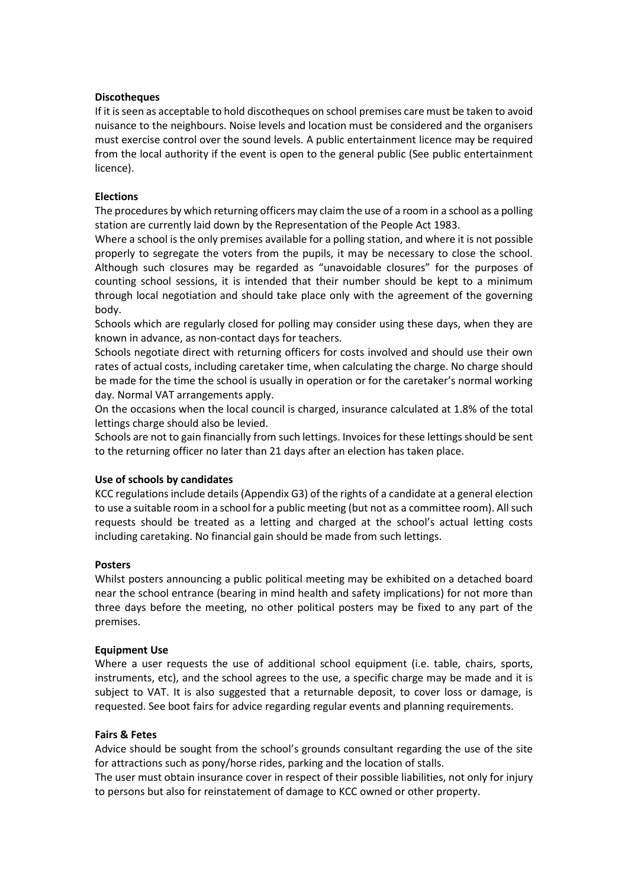**Discotheques**

If it is seen as acceptable to hold discotheques on school premises care must be taken to avoid nuisance to the neighbours. Noise levels and location must be considered and the organisers must exercise control over the sound levels. A public entertainment licence may be required from the local authority if the event is open to the general public (See public entertainment licence).

**Elections**

The procedures by which returning officers may claim the use of a room in a school as a polling station are currently laid down by the Representation of the People Act 1983.

Where a school is the only premises available for a polling station, and where it is not possible properly to segregate the voters from the pupils, it may be necessary to close the school. Although such closures may be regarded as "unavoidable closures" for the purposes of counting school sessions, it is intended that their number should be kept to a minimum through local negotiation and should take place only with the agreement of the governing body.

Schools which are regularly closed for polling may consider using these days, when they are known in advance, as non-contact days for teachers.

Schools negotiate direct with returning officers for costs involved and should use their own rates of actual costs, including caretaker time, when calculating the charge. No charge should be made for the time the school is usually in operation or for the caretaker's normal working day. Normal VAT arrangements apply.

On the occasions when the local council is charged, insurance calculated at 1.8% of the total lettings charge should also be levied.

Schools are not to gain financially from such lettings. Invoices for these lettings should be sent to the returning officer no later than 21 days after an election has taken place.

**Use of schools by candidates**

KCC regulations include details (Appendix G3) of the rights of a candidate at a general election to use a suitable room in a school for a public meeting (but not as a committee room). All such requests should be treated as a letting and charged at the school's actual letting costs including caretaking. No financial gain should be made from such lettings.

**Posters**

Whilst posters announcing a public political meeting may be exhibited on a detached board near the school entrance (bearing in mind health and safety implications) for not more than three days before the meeting, no other political posters may be fixed to any part of the premises.

**Equipment Use**

Where a user requests the use of additional school equipment (i.e. table, chairs, sports, instruments, etc), and the school agrees to the use, a specific charge may be made and it is subject to VAT. It is also suggested that a returnable deposit, to cover loss or damage, is requested. See boot fairs for advice regarding regular events and planning requirements.

**Fairs & Fetes**

Advice should be sought from the school's grounds consultant regarding the use of the site for attractions such as pony/horse rides, parking and the location of stalls.

The user must obtain insurance cover in respect of their possible liabilities, not only for injury to persons but also for reinstatement of damage to KCC owned or other property.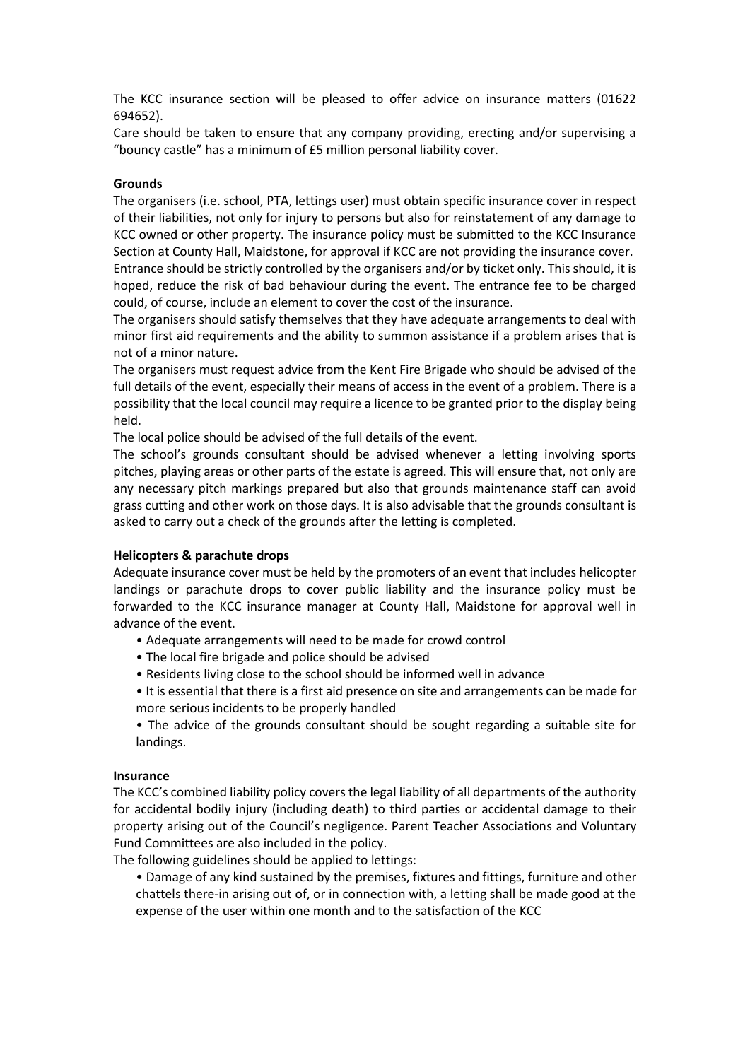The KCC insurance section will be pleased to offer advice on insurance matters (01622 694652).

Care should be taken to ensure that any company providing, erecting and/or supervising a "bouncy castle" has a minimum of £5 million personal liability cover.

**Grounds**

The organisers (i.e. school, PTA, lettings user) must obtain specific insurance cover in respect of their liabilities, not only for injury to persons but also for reinstatement of any damage to KCC owned or other property. The insurance policy must be submitted to the KCC Insurance Section at County Hall, Maidstone, for approval if KCC are not providing the insurance cover.

Entrance should be strictly controlled by the organisers and/or by ticket only. This should, it is hoped, reduce the risk of bad behaviour during the event. The entrance fee to be charged could, of course, include an element to cover the cost of the insurance.

The organisers should satisfy themselves that they have adequate arrangements to deal with minor first aid requirements and the ability to summon assistance if a problem arises that is not of a minor nature.

The organisers must request advice from the Kent Fire Brigade who should be advised of the full details of the event, especially their means of access in the event of a problem. There is a possibility that the local council may require a licence to be granted prior to the display being held.

The local police should be advised of the full details of the event.

The school's grounds consultant should be advised whenever a letting involving sports pitches, playing areas or other parts of the estate is agreed. This will ensure that, not only are any necessary pitch markings prepared but also that grounds maintenance staff can avoid grass cutting and other work on those days. It is also advisable that the grounds consultant is asked to carry out a check of the grounds after the letting is completed.

**Helicopters & parachute drops**

Adequate insurance cover must be held by the promoters of an event that includes helicopter landings or parachute drops to cover public liability and the insurance policy must be forwarded to the KCC insurance manager at County Hall, Maidstone for approval well in advance of the event.

- Adequate arrangements will need to be made for crowd control
- The local fire brigade and police should be advised
- Residents living close to the school should be informed well in advance
- It is essential that there is a first aid presence on site and arrangements can be made for more serious incidents to be properly handled
- The advice of the grounds consultant should be sought regarding a suitable site for landings.

**Insurance**

The KCC's combined liability policy covers the legal liability of all departments of the authority for accidental bodily injury (including death) to third parties or accidental damage to their property arising out of the Council's negligence. Parent Teacher Associations and Voluntary Fund Committees are also included in the policy.

The following guidelines should be applied to lettings:

- Damage of any kind sustained by the premises, fixtures and fittings, furniture and other chattels there-in arising out of, or in connection with, a letting shall be made good at the expense of the user within one month and to the satisfaction of the KCC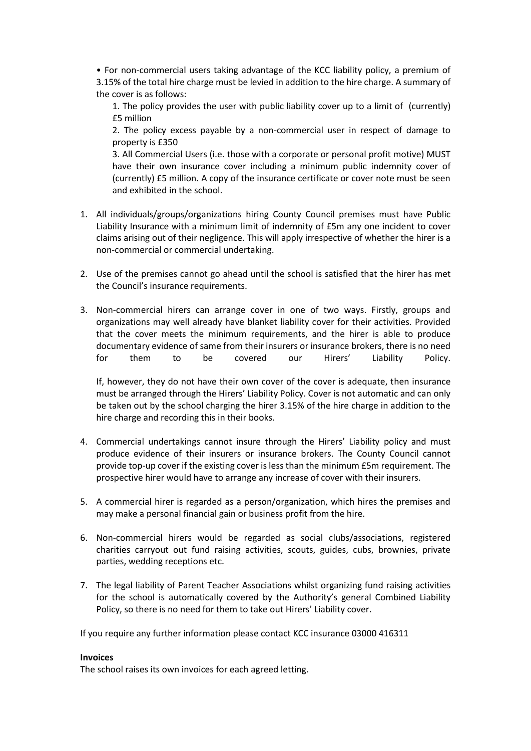- For non-commercial users taking advantage of the KCC liability policy, a premium of 3.15% of the total hire charge must be levied in addition to the hire charge. A summary of the cover is as follows:

    1. The policy provides the user with public liability cover up to a limit of (currently) £5 million
    2. The policy excess payable by a non-commercial user in respect of damage to property is £350
    3. All Commercial Users (i.e. those with a corporate or personal profit motive) MUST have their own insurance cover including a minimum public indemnity cover of (currently) £5 million. A copy of the insurance certificate or cover note must be seen and exhibited in the school.

1. All individuals/groups/organizations hiring County Council premises must have Public Liability Insurance with a minimum limit of indemnity of £5m any one incident to cover claims arising out of their negligence. This will apply irrespective of whether the hirer is a non-commercial or commercial undertaking.

2. Use of the premises cannot go ahead until the school is satisfied that the hirer has met the Council's insurance requirements.

3. Non-commercial hirers can arrange cover in one of two ways. Firstly, groups and organizations may well already have blanket liability cover for their activities. Provided that the cover meets the minimum requirements, and the hirer is able to produce documentary evidence of same from their insurers or insurance brokers, there is no need for them to be covered our Hirers' Liability Policy.

   If, however, they do not have their own cover of the cover is adequate, then insurance must be arranged through the Hirers' Liability Policy. Cover is not automatic and can only be taken out by the school charging the hirer 3.15% of the hire charge in addition to the hire charge and recording this in their books.

4. Commercial undertakings cannot insure through the Hirers' Liability policy and must produce evidence of their insurers or insurance brokers. The County Council cannot provide top-up cover if the existing cover is less than the minimum £5m requirement. The prospective hirer would have to arrange any increase of cover with their insurers.

5. A commercial hirer is regarded as a person/organization, which hires the premises and may make a personal financial gain or business profit from the hire.

6. Non-commercial hirers would be regarded as social clubs/associations, registered charities carryout out fund raising activities, scouts, guides, cubs, brownies, private parties, wedding receptions etc.

7. The legal liability of Parent Teacher Associations whilst organizing fund raising activities for the school is automatically covered by the Authority's general Combined Liability Policy, so there is no need for them to take out Hirers' Liability cover.

If you require any further information please contact KCC insurance 03000 416311

**Invoices**

The school raises its own invoices for each agreed letting.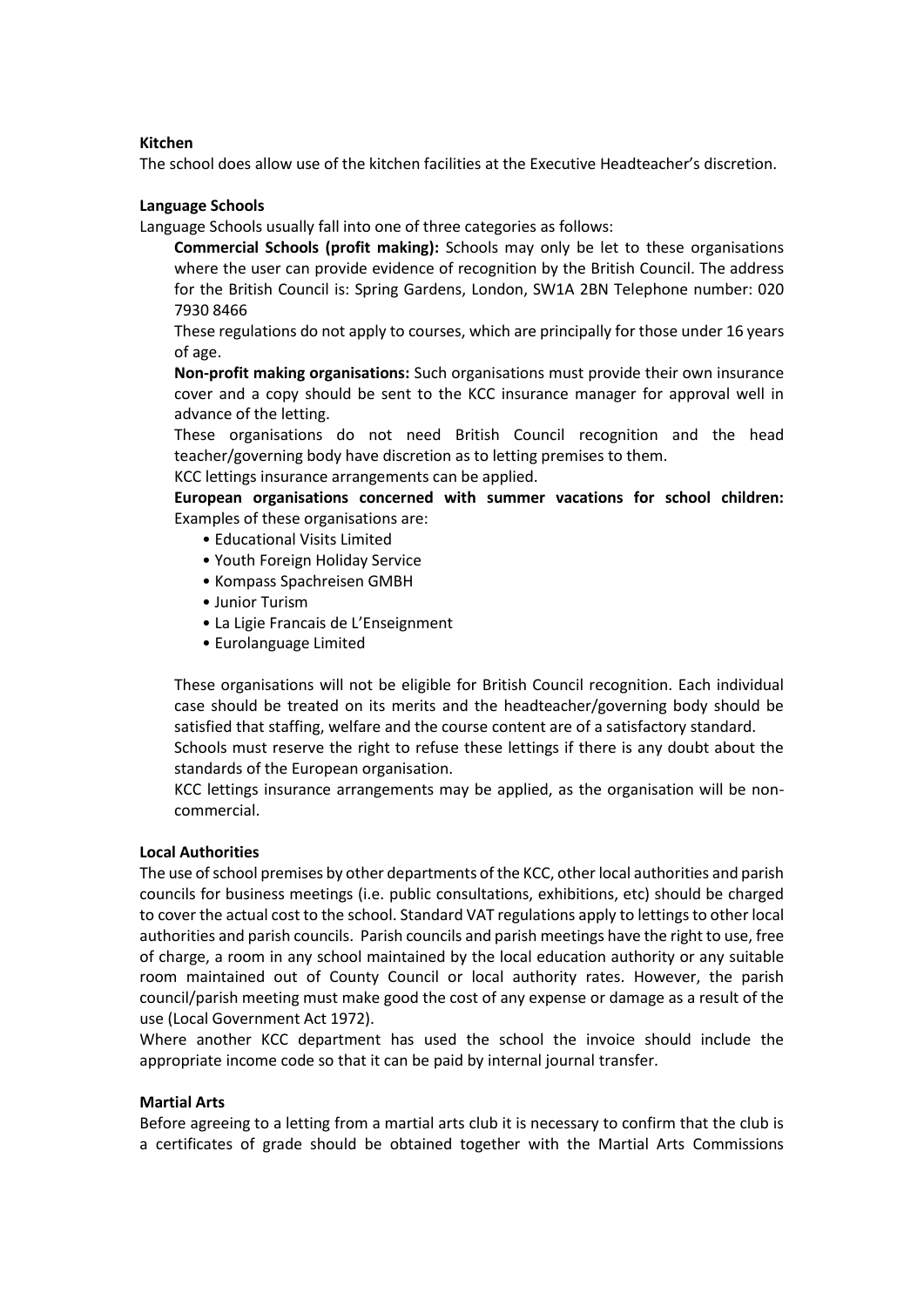**Kitchen**

The school does allow use of the kitchen facilities at the Executive Headteacher's discretion.

**Language Schools**

Language Schools usually fall into one of three categories as follows:

**Commercial Schools (profit making):** Schools may only be let to these organisations where the user can provide evidence of recognition by the British Council. The address for the British Council is: Spring Gardens, London, SW1A 2BN Telephone number: 020 7930 8466

These regulations do not apply to courses, which are principally for those under 16 years of age.

**Non-profit making organisations:** Such organisations must provide their own insurance cover and a copy should be sent to the KCC insurance manager for approval well in advance of the letting.

These organisations do not need British Council recognition and the head teacher/governing body have discretion as to letting premises to them.

KCC lettings insurance arrangements can be applied.

**European organisations concerned with summer vacations for school children:** Examples of these organisations are:

- Educational Visits Limited
- Youth Foreign Holiday Service
- Kompass Spachreisen GMBH
- Junior Turism
- La Ligie Francais de L'Enseignment
- Eurolanguage Limited

These organisations will not be eligible for British Council recognition. Each individual case should be treated on its merits and the headteacher/governing body should be satisfied that staffing, welfare and the course content are of a satisfactory standard.

Schools must reserve the right to refuse these lettings if there is any doubt about the standards of the European organisation.

KCC lettings insurance arrangements may be applied, as the organisation will be non-commercial.

**Local Authorities**

The use of school premises by other departments of the KCC, other local authorities and parish councils for business meetings (i.e. public consultations, exhibitions, etc) should be charged to cover the actual cost to the school. Standard VAT regulations apply to lettings to other local authorities and parish councils. Parish councils and parish meetings have the right to use, free of charge, a room in any school maintained by the local education authority or any suitable room maintained out of County Council or local authority rates. However, the parish council/parish meeting must make good the cost of any expense or damage as a result of the use (Local Government Act 1972).

Where another KCC department has used the school the invoice should include the appropriate income code so that it can be paid by internal journal transfer.

**Martial Arts**

Before agreeing to a letting from a martial arts club it is necessary to confirm that the club is a certificates of grade should be obtained together with the Martial Arts Commissions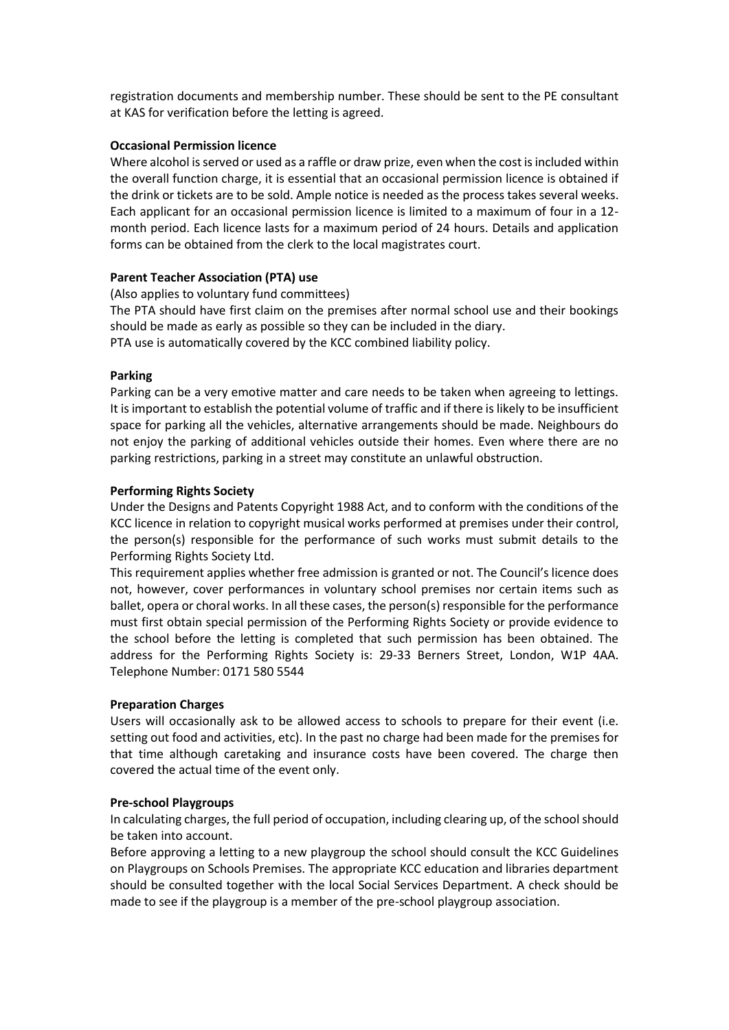registration documents and membership number. These should be sent to the PE consultant at KAS for verification before the letting is agreed.

**Occasional Permission licence**

Where alcohol is served or used as a raffle or draw prize, even when the cost is included within the overall function charge, it is essential that an occasional permission licence is obtained if the drink or tickets are to be sold. Ample notice is needed as the process takes several weeks. Each applicant for an occasional permission licence is limited to a maximum of four in a 12-month period. Each licence lasts for a maximum period of 24 hours. Details and application forms can be obtained from the clerk to the local magistrates court.

**Parent Teacher Association (PTA) use**

(Also applies to voluntary fund committees)

The PTA should have first claim on the premises after normal school use and their bookings should be made as early as possible so they can be included in the diary.

PTA use is automatically covered by the KCC combined liability policy.

**Parking**

Parking can be a very emotive matter and care needs to be taken when agreeing to lettings. It is important to establish the potential volume of traffic and if there is likely to be insufficient space for parking all the vehicles, alternative arrangements should be made. Neighbours do not enjoy the parking of additional vehicles outside their homes. Even where there are no parking restrictions, parking in a street may constitute an unlawful obstruction.

**Performing Rights Society**

Under the Designs and Patents Copyright 1988 Act, and to conform with the conditions of the KCC licence in relation to copyright musical works performed at premises under their control, the person(s) responsible for the performance of such works must submit details to the Performing Rights Society Ltd.

This requirement applies whether free admission is granted or not. The Council's licence does not, however, cover performances in voluntary school premises nor certain items such as ballet, opera or choral works. In all these cases, the person(s) responsible for the performance must first obtain special permission of the Performing Rights Society or provide evidence to the school before the letting is completed that such permission has been obtained. The address for the Performing Rights Society is: 29-33 Berners Street, London, W1P 4AA. Telephone Number: 0171 580 5544

**Preparation Charges**

Users will occasionally ask to be allowed access to schools to prepare for their event (i.e. setting out food and activities, etc). In the past no charge had been made for the premises for that time although caretaking and insurance costs have been covered. The charge then covered the actual time of the event only.

**Pre-school Playgroups**

In calculating charges, the full period of occupation, including clearing up, of the school should be taken into account.

Before approving a letting to a new playgroup the school should consult the KCC Guidelines on Playgroups on Schools Premises. The appropriate KCC education and libraries department should be consulted together with the local Social Services Department. A check should be made to see if the playgroup is a member of the pre-school playgroup association.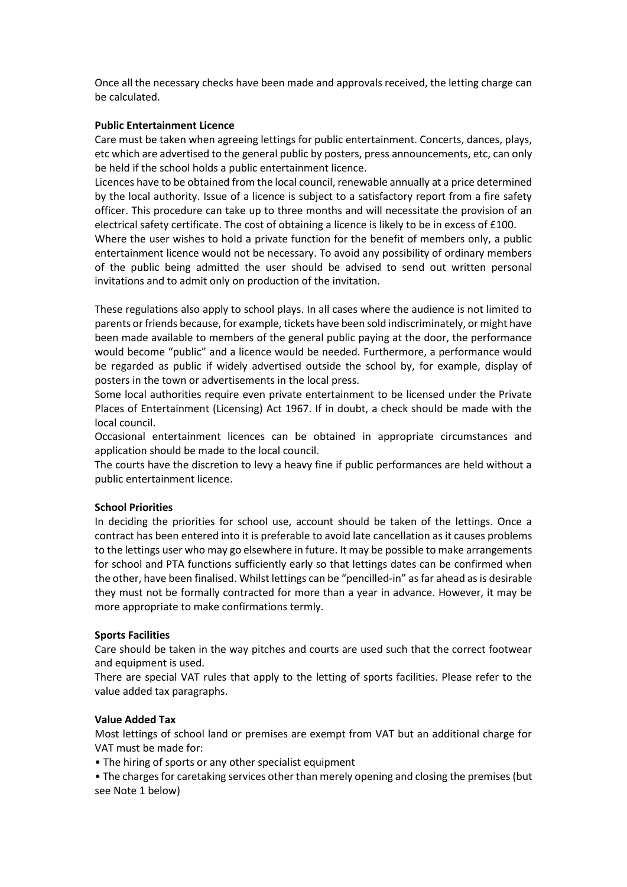Once all the necessary checks have been made and approvals received, the letting charge can be calculated.

**Public Entertainment Licence**

Care must be taken when agreeing lettings for public entertainment. Concerts, dances, plays, etc which are advertised to the general public by posters, press announcements, etc, can only be held if the school holds a public entertainment licence.

Licences have to be obtained from the local council, renewable annually at a price determined by the local authority. Issue of a licence is subject to a satisfactory report from a fire safety officer. This procedure can take up to three months and will necessitate the provision of an electrical safety certificate. The cost of obtaining a licence is likely to be in excess of £100.

Where the user wishes to hold a private function for the benefit of members only, a public entertainment licence would not be necessary. To avoid any possibility of ordinary members of the public being admitted the user should be advised to send out written personal invitations and to admit only on production of the invitation.

These regulations also apply to school plays. In all cases where the audience is not limited to parents or friends because, for example, tickets have been sold indiscriminately, or might have been made available to members of the general public paying at the door, the performance would become "public" and a licence would be needed. Furthermore, a performance would be regarded as public if widely advertised outside the school by, for example, display of posters in the town or advertisements in the local press.

Some local authorities require even private entertainment to be licensed under the Private Places of Entertainment (Licensing) Act 1967. If in doubt, a check should be made with the local council.

Occasional entertainment licences can be obtained in appropriate circumstances and application should be made to the local council.

The courts have the discretion to levy a heavy fine if public performances are held without a public entertainment licence.

**School Priorities**

In deciding the priorities for school use, account should be taken of the lettings. Once a contract has been entered into it is preferable to avoid late cancellation as it causes problems to the lettings user who may go elsewhere in future. It may be possible to make arrangements for school and PTA functions sufficiently early so that lettings dates can be confirmed when the other, have been finalised. Whilst lettings can be "pencilled-in" as far ahead as is desirable they must not be formally contracted for more than a year in advance. However, it may be more appropriate to make confirmations termly.

**Sports Facilities**

Care should be taken in the way pitches and courts are used such that the correct footwear and equipment is used.

There are special VAT rules that apply to the letting of sports facilities. Please refer to the value added tax paragraphs.

**Value Added Tax**

Most lettings of school land or premises are exempt from VAT but an additional charge for VAT must be made for:

- The hiring of sports or any other specialist equipment
- The charges for caretaking services other than merely opening and closing the premises (but see Note 1 below)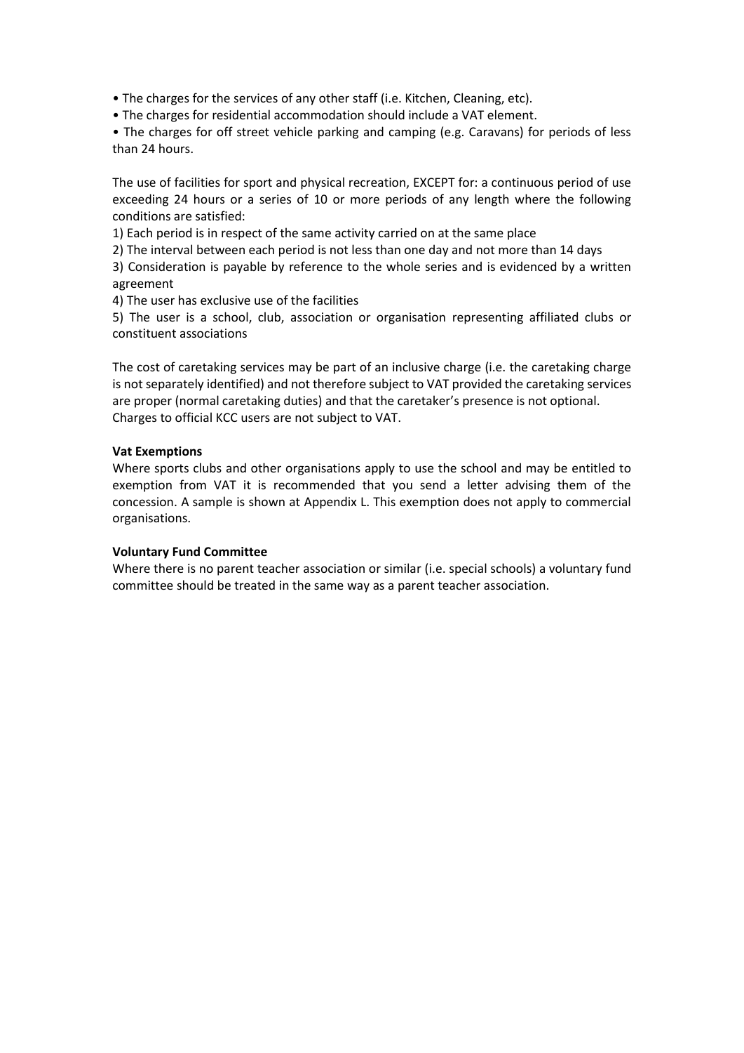- The charges for the services of any other staff (i.e. Kitchen, Cleaning, etc).
- The charges for residential accommodation should include a VAT element.
- The charges for off street vehicle parking and camping (e.g. Caravans) for periods of less than 24 hours.

The use of facilities for sport and physical recreation, EXCEPT for: a continuous period of use exceeding 24 hours or a series of 10 or more periods of any length where the following conditions are satisfied:

1) Each period is in respect of the same activity carried on at the same place
2) The interval between each period is not less than one day and not more than 14 days
3) Consideration is payable by reference to the whole series and is evidenced by a written agreement
4) The user has exclusive use of the facilities
5) The user is a school, club, association or organisation representing affiliated clubs or constituent associations

The cost of caretaking services may be part of an inclusive charge (i.e. the caretaking charge is not separately identified) and not therefore subject to VAT provided the caretaking services are proper (normal caretaking duties) and that the caretaker's presence is not optional.
Charges to official KCC users are not subject to VAT.

**Vat Exemptions**
Where sports clubs and other organisations apply to use the school and may be entitled to exemption from VAT it is recommended that you send a letter advising them of the concession. A sample is shown at Appendix L. This exemption does not apply to commercial organisations.

**Voluntary Fund Committee**
Where there is no parent teacher association or similar (i.e. special schools) a voluntary fund committee should be treated in the same way as a parent teacher association.